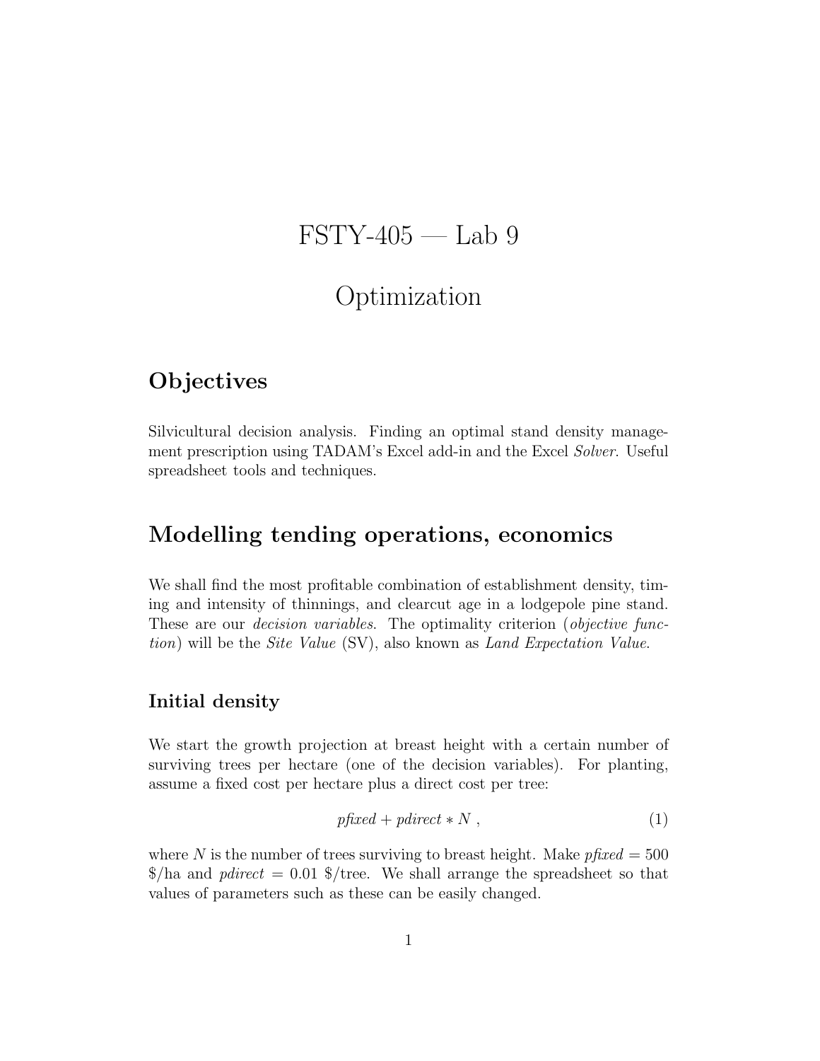# FSTY-405 — Lab 9

# Optimization

## Objectives

Silvicultural decision analysis. Finding an optimal stand density management prescription using TADAM's Excel add-in and the Excel *Solver*. Useful spreadsheet tools and techniques.

## Modelling tending operations, economics

We shall find the most profitable combination of establishment density, timing and intensity of thinnings, and clearcut age in a lodgepole pine stand. These are our *decision variables*. The optimality criterion (*objective function*) will be the *Site Value* (SV), also known as *Land Expectation Value*.

### Initial density

We start the growth projection at breast height with a certain number of surviving trees per hectare (one of the decision variables). For planting, assume a fixed cost per hectare plus a direct cost per tree:

$$pfixed + pdirect * N \ , \tag{1}$$

where $N$ is the number of trees surviving to breast height. Make $pfixed = 500$ \$/ha and $pdirect = 0.01$ \$/tree. We shall arrange the spreadsheet so that values of parameters such as these can be easily changed.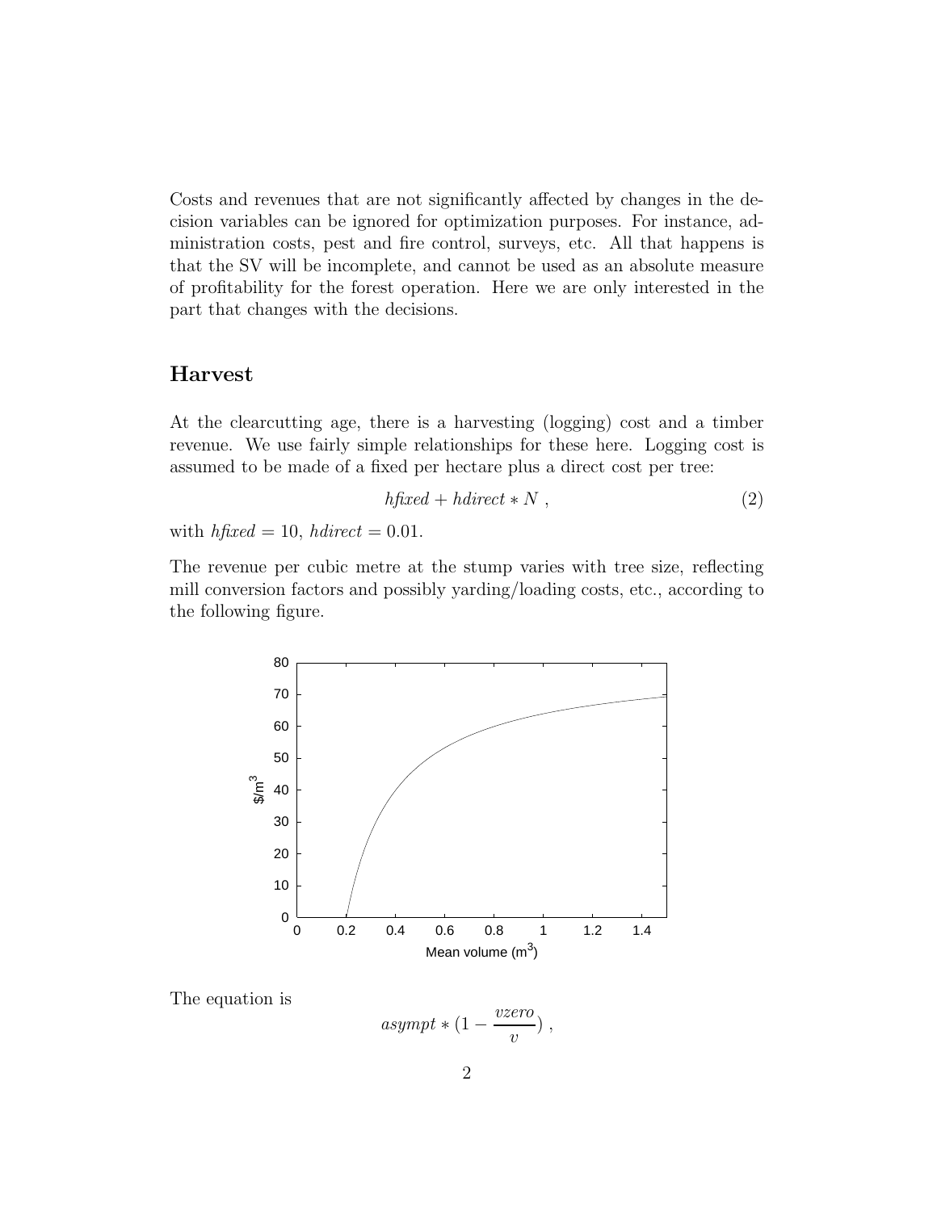Costs and revenues that are not significantly affected by changes in the decision variables can be ignored for optimization purposes. For instance, administration costs, pest and fire control, surveys, etc. All that happens is that the SV will be incomplete, and cannot be used as an absolute measure of profitability for the forest operation. Here we are only interested in the part that changes with the decisions.

## Harvest

At the clearcutting age, there is a harvesting (logging) cost and a timber revenue. We use fairly simple relationships for these here. Logging cost is assumed to be made of a fixed per hectare plus a direct cost per tree:

$$hfixed + hdirect * N \;, \tag{2}$$

with $hfixed = 10$, $hdirect = 0.01$.

The revenue per cubic metre at the stump varies with tree size, reflecting mill conversion factors and possibly yarding/loading costs, etc., according to the following figure.

The equation is

$$asympt * (1 - \frac{vzero}{v}) \;,$$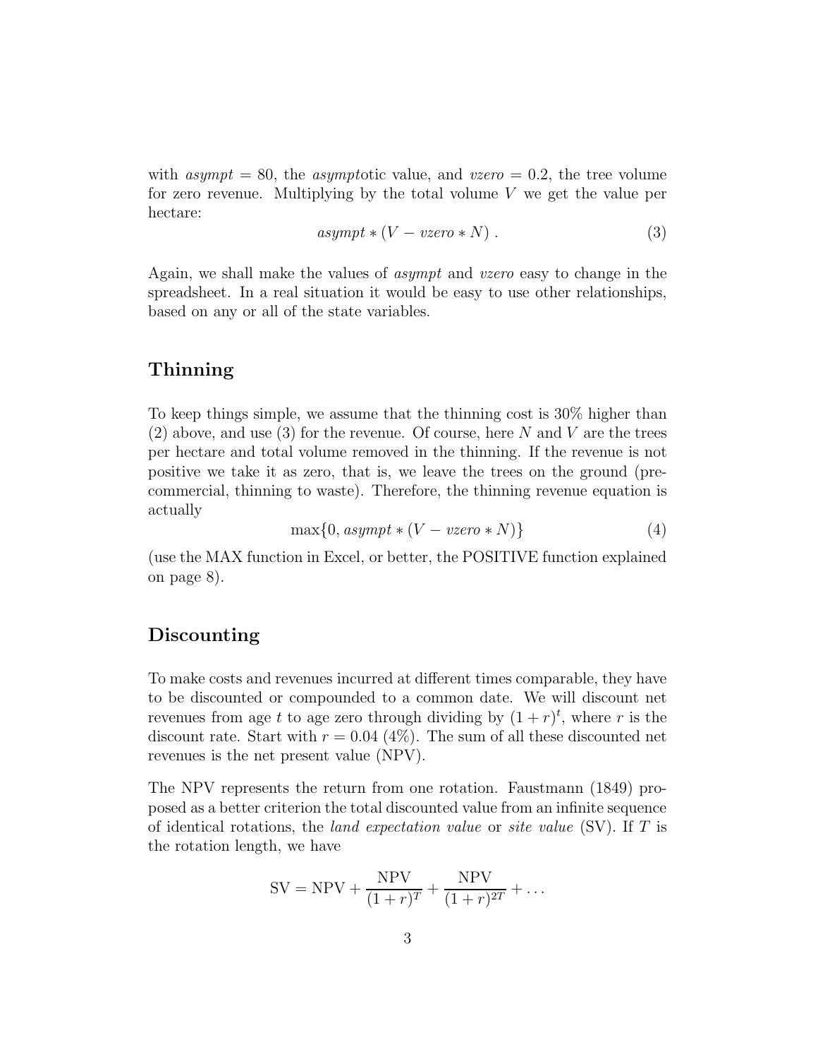with *asympt* = 80, the *asympt*otic value, and *vzero* = 0.2, the tree volume for zero revenue. Multiplying by the total volume $V$ we get the value per hectare:

$$asympt * (V - vzero * N)\ . \tag{3}$$

Again, we shall make the values of *asympt* and *vzero* easy to change in the spreadsheet. In a real situation it would be easy to use other relationships, based on any or all of the state variables.

## Thinning

To keep things simple, we assume that the thinning cost is 30% higher than (2) above, and use (3) for the revenue. Of course, here $N$ and $V$ are the trees per hectare and total volume removed in the thinning. If the revenue is not positive we take it as zero, that is, we leave the trees on the ground (pre-commercial, thinning to waste). Therefore, the thinning revenue equation is actually

$$\max\{0, asympt * (V - vzero * N)\} \tag{4}$$

(use the MAX function in Excel, or better, the POSITIVE function explained on page 8).

## Discounting

To make costs and revenues incurred at different times comparable, they have to be discounted or compounded to a common date. We will discount net revenues from age $t$ to age zero through dividing by $(1 + r)^t$, where $r$ is the discount rate. Start with $r = 0.04$ (4%). The sum of all these discounted net revenues is the net present value (NPV).

The NPV represents the return from one rotation. Faustmann (1849) proposed as a better criterion the total discounted value from an infinite sequence of identical rotations, the *land expectation value* or *site value* (SV). If $T$ is the rotation length, we have

$$\mathrm{SV} = \mathrm{NPV} + \frac{\mathrm{NPV}}{(1+r)^T} + \frac{\mathrm{NPV}}{(1+r)^{2T}} + \ldots$$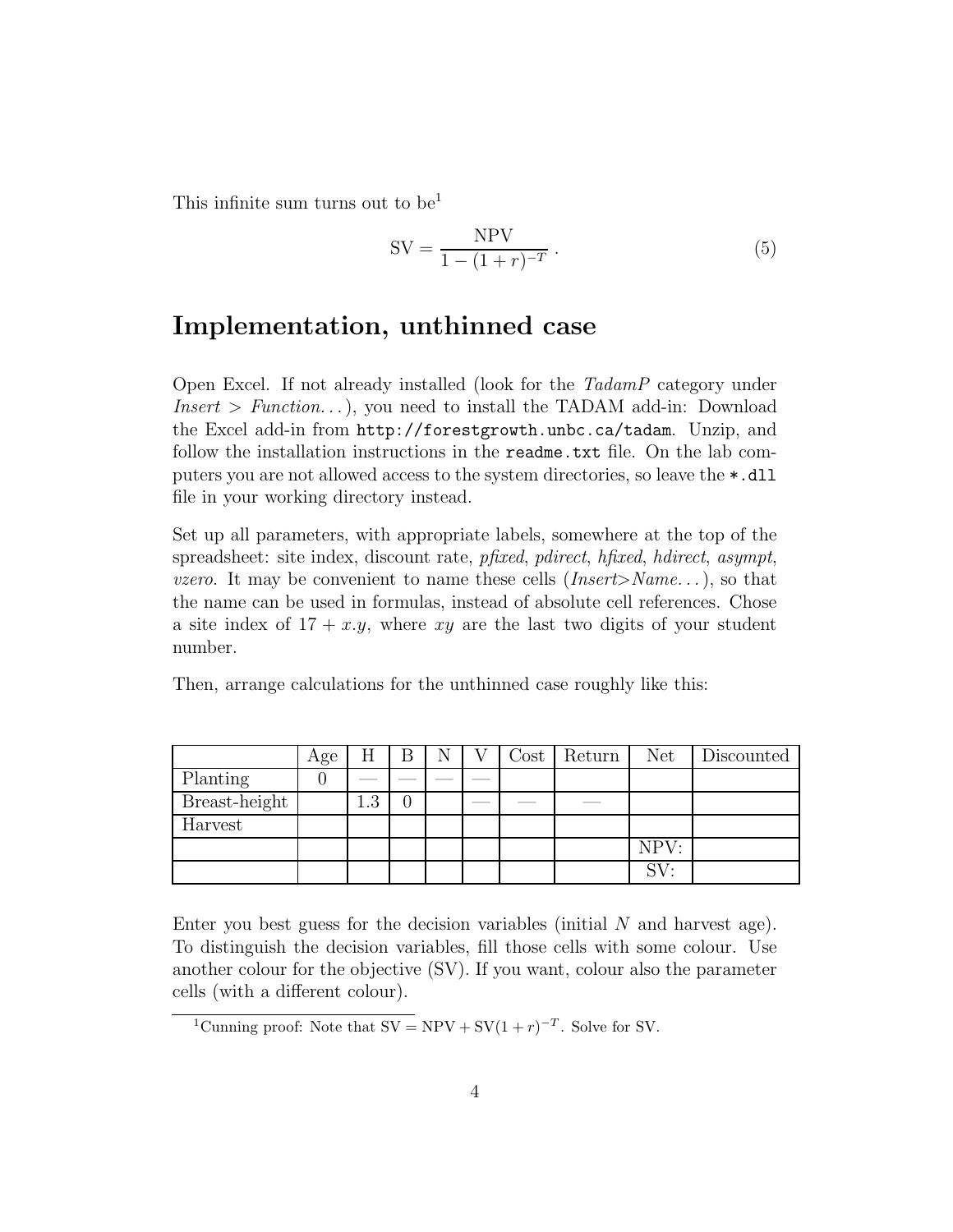This infinite sum turns out to be[1]

$$\text{SV} = \frac{\text{NPV}}{1 - (1+r)^{-T}} \,. \tag{5}$$

## Implementation, unthinned case

Open Excel. If not already installed (look for the *TadamP* category under *Insert > Function...*), you need to install the TADAM add-in: Download the Excel add-in from `http://forestgrowth.unbc.ca/tadam`. Unzip, and follow the installation instructions in the `readme.txt` file. On the lab computers you are not allowed access to the system directories, so leave the `*.dll` file in your working directory instead.

Set up all parameters, with appropriate labels, somewhere at the top of the spreadsheet: site index, discount rate, *pfixed*, *pdirect*, *hfixed*, *hdirect*, *asympt*, *vzero*. It may be convenient to name these cells (*Insert>Name...*), so that the name can be used in formulas, instead of absolute cell references. Chose a site index of $17 + x.y$, where $xy$ are the last two digits of your student number.

Then, arrange calculations for the unthinned case roughly like this:

| | Age | H | B | N | V | Cost | Return | Net | Discounted |
|---|---|---|---|---|---|---|---|---|---|
| Planting | 0 | — | — | — | — | | | | |
| Breast-height | | 1.3 | 0 | | — | — | — | | |
| Harvest | | | | | | | | | |
| | | | | | | | | NPV: | |
| | | | | | | | | SV: | |

Enter you best guess for the decision variables (initial $N$ and harvest age). To distinguish the decision variables, fill those cells with some colour. Use another colour for the objective (SV). If you want, colour also the parameter cells (with a different colour).

[1] Cunning proof: Note that $\text{SV} = \text{NPV} + \text{SV}(1 + r)^{-T}$. Solve for SV.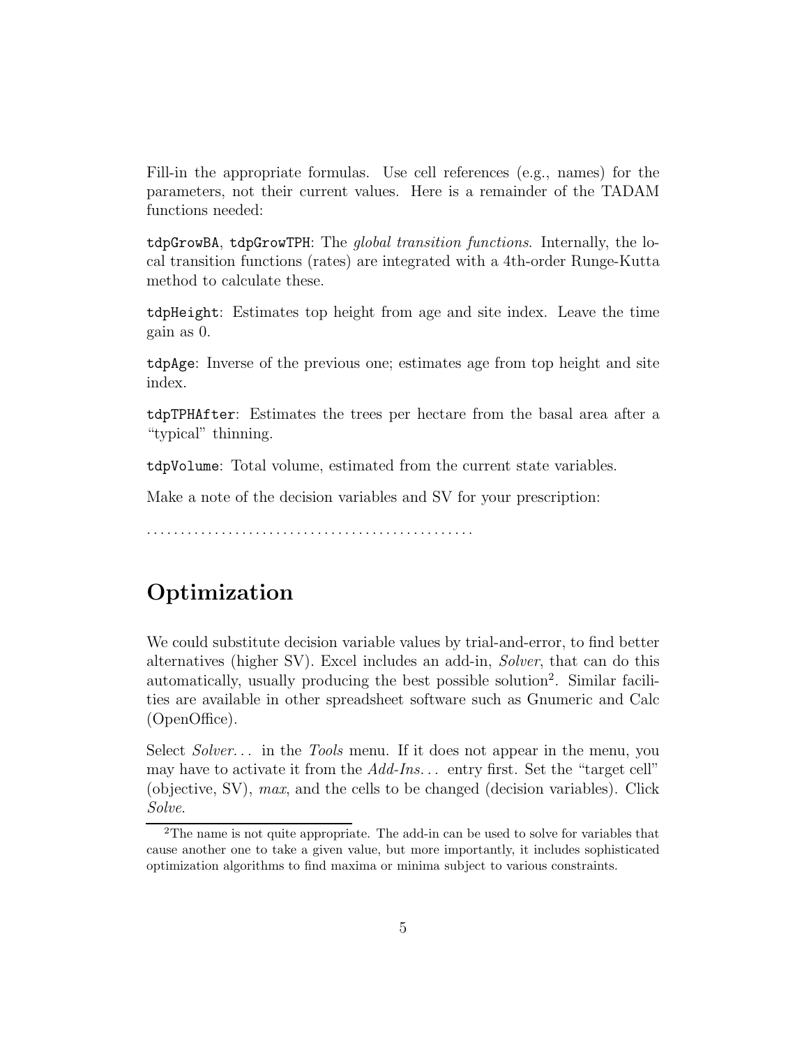Fill-in the appropriate formulas. Use cell references (e.g., names) for the parameters, not their current values. Here is a remainder of the TADAM functions needed:

`tdpGrowBA`, `tdpGrowTPH`: The *global transition functions*. Internally, the local transition functions (rates) are integrated with a 4th-order Runge-Kutta method to calculate these.

`tdpHeight`: Estimates top height from age and site index. Leave the time gain as 0.

`tdpAge`: Inverse of the previous one; estimates age from top height and site index.

`tdpTPHAfter`: Estimates the trees per hectare from the basal area after a "typical" thinning.

`tdpVolume`: Total volume, estimated from the current state variables.

Make a note of the decision variables and SV for your prescription:

. . . . . . . . . . . . . . . . . . . . . . . . . . . . . . . . . . . . . . . . . . . . . . .

## Optimization

We could substitute decision variable values by trial-and-error, to find better alternatives (higher SV). Excel includes an add-in, *Solver*, that can do this automatically, usually producing the best possible solution[2]. Similar facilities are available in other spreadsheet software such as Gnumeric and Calc (OpenOffice).

Select *Solver...* in the *Tools* menu. If it does not appear in the menu, you may have to activate it from the *Add-Ins...* entry first. Set the "target cell" (objective, SV), *max*, and the cells to be changed (decision variables). Click *Solve*.

[2] The name is not quite appropriate. The add-in can be used to solve for variables that cause another one to take a given value, but more importantly, it includes sophisticated optimization algorithms to find maxima or minima subject to various constraints.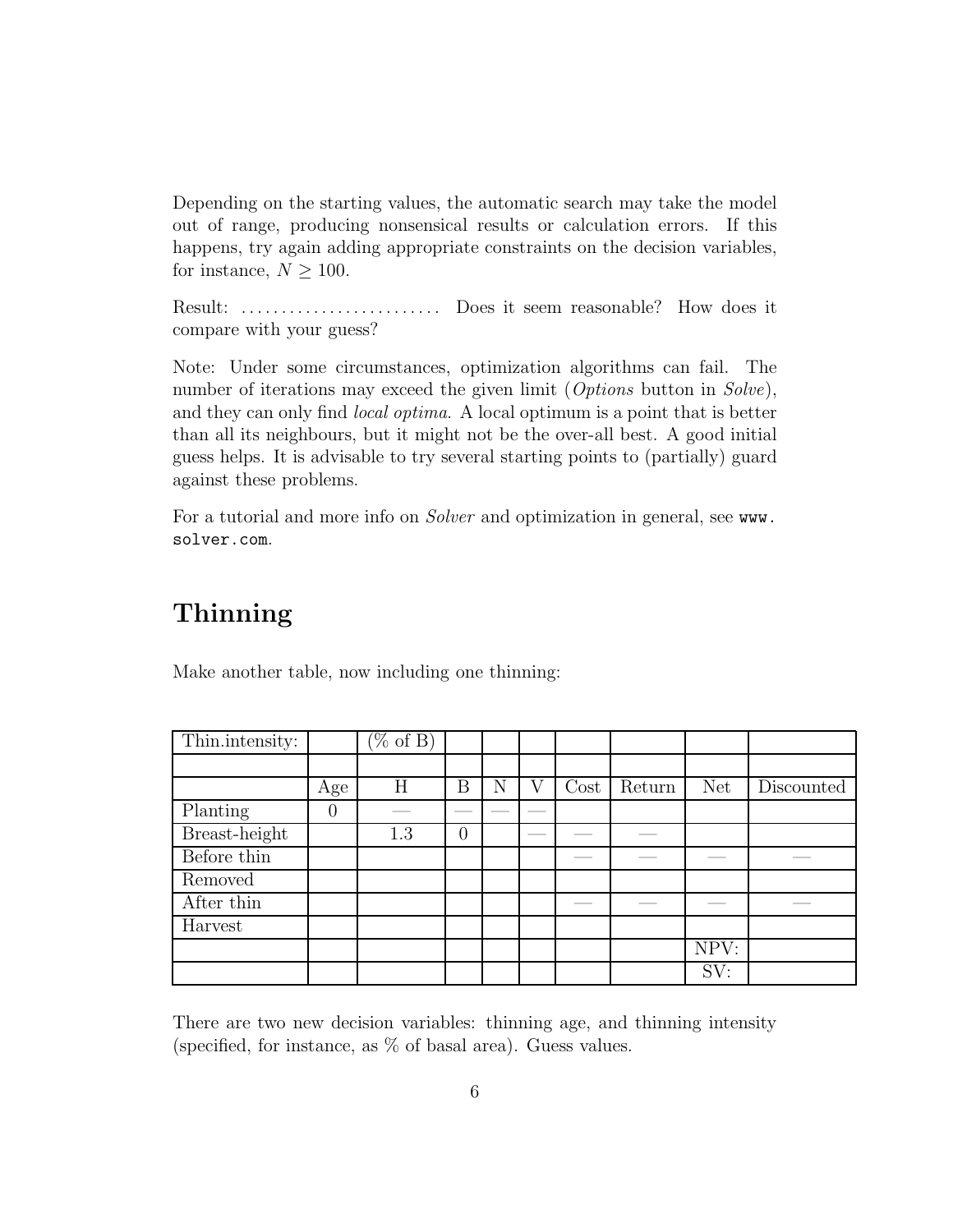Depending on the starting values, the automatic search may take the model out of range, producing nonsensical results or calculation errors. If this happens, try again adding appropriate constraints on the decision variables, for instance, $N \geq 100$.

Result: ......................... Does it seem reasonable? How does it compare with your guess?

Note: Under some circumstances, optimization algorithms can fail. The number of iterations may exceed the given limit (*Options* button in *Solve*), and they can only find *local optima*. A local optimum is a point that is better than all its neighbours, but it might not be the over-all best. A good initial guess helps. It is advisable to try several starting points to (partially) guard against these problems.

For a tutorial and more info on *Solver* and optimization in general, see `www.solver.com`.

## Thinning

Make another table, now including one thinning:

| Thin.intensity: | | (% of B) | | | | | | | |
|---|---|---|---|---|---|---|---|---|---|
| | | | | | | | | | |
| | Age | H | B | N | V | Cost | Return | Net | Discounted |
| Planting | 0 | — | — | — | — | | | | |
| Breast-height | | 1.3 | 0 | | — | — | — | | |
| Before thin | | | | | | — | — | — | — |
| Removed | | | | | | | | | |
| After thin | | | | | | — | — | — | — |
| Harvest | | | | | | | | | |
| | | | | | | | | NPV: | |
| | | | | | | | | SV: | |

There are two new decision variables: thinning age, and thinning intensity (specified, for instance, as % of basal area). Guess values.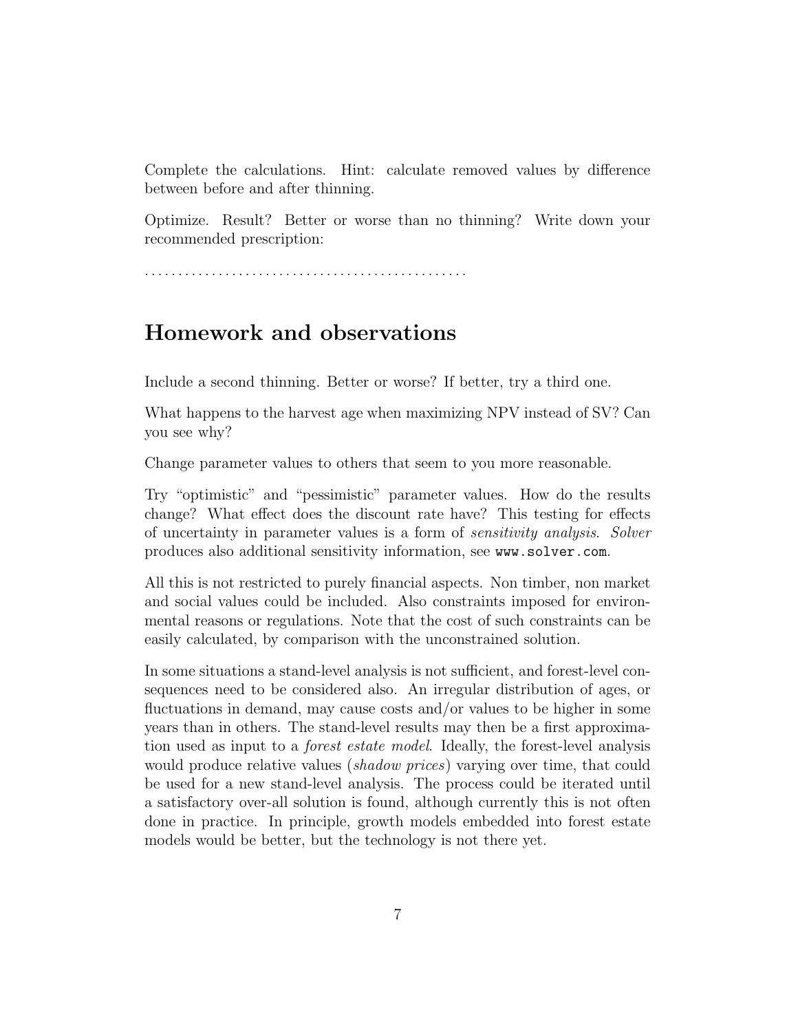Complete the calculations. Hint: calculate removed values by difference between before and after thinning.

Optimize. Result? Better or worse than no thinning? Write down your recommended prescription:

. . . . . . . . . . . . . . . . . . . . . . . . . . . . . . . . . . . . . . . . . . . . . . .

## Homework and observations

Include a second thinning. Better or worse? If better, try a third one.

What happens to the harvest age when maximizing NPV instead of SV? Can you see why?

Change parameter values to others that seem to you more reasonable.

Try "optimistic" and "pessimistic" parameter values. How do the results change? What effect does the discount rate have? This testing for effects of uncertainty in parameter values is a form of *sensitivity analysis*. *Solver* produces also additional sensitivity information, see `www.solver.com`.

All this is not restricted to purely financial aspects. Non timber, non market and social values could be included. Also constraints imposed for environmental reasons or regulations. Note that the cost of such constraints can be easily calculated, by comparison with the unconstrained solution.

In some situations a stand-level analysis is not sufficient, and forest-level consequences need to be considered also. An irregular distribution of ages, or fluctuations in demand, may cause costs and/or values to be higher in some years than in others. The stand-level results may then be a first approximation used as input to a *forest estate model*. Ideally, the forest-level analysis would produce relative values (*shadow prices*) varying over time, that could be used for a new stand-level analysis. The process could be iterated until a satisfactory over-all solution is found, although currently this is not often done in practice. In principle, growth models embedded into forest estate models would be better, but the technology is not there yet.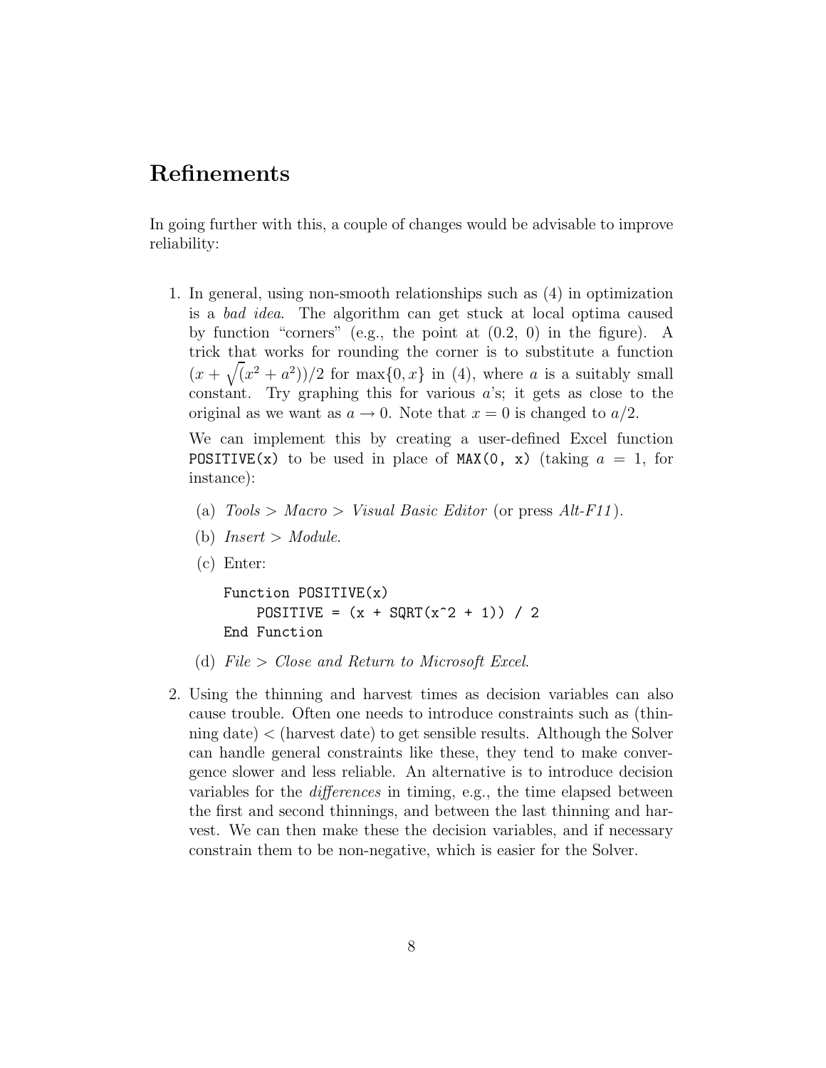## Refinements

In going further with this, a couple of changes would be advisable to improve reliability:

1. In general, using non-smooth relationships such as (4) in optimization is a *bad idea*. The algorithm can get stuck at local optima caused by function "corners" (e.g., the point at (0.2, 0) in the figure). A trick that works for rounding the corner is to substitute a function $(x + \sqrt{(}x^2 + a^2))/2$ for $\max\{0, x\}$ in (4), where $a$ is a suitably small constant. Try graphing this for various $a$'s; it gets as close to the original as we want as $a \to 0$. Note that $x = 0$ is changed to $a/2$.

   We can implement this by creating a user-defined Excel function `POSITIVE(x)` to be used in place of `MAX(0, x)` (taking $a = 1$, for instance):

   (a) *Tools > Macro > Visual Basic Editor* (or press *Alt-F11*).

   (b) *Insert > Module.*

   (c) Enter:

   ```
   Function POSITIVE(x)
       POSITIVE = (x + SQRT(x^2 + 1)) / 2
   End Function
   ```

   (d) *File > Close and Return to Microsoft Excel.*

2. Using the thinning and harvest times as decision variables can also cause trouble. Often one needs to introduce constraints such as (thinning date) < (harvest date) to get sensible results. Although the Solver can handle general constraints like these, they tend to make convergence slower and less reliable. An alternative is to introduce decision variables for the *differences* in timing, e.g., the time elapsed between the first and second thinnings, and between the last thinning and harvest. We can then make these the decision variables, and if necessary constrain them to be non-negative, which is easier for the Solver.